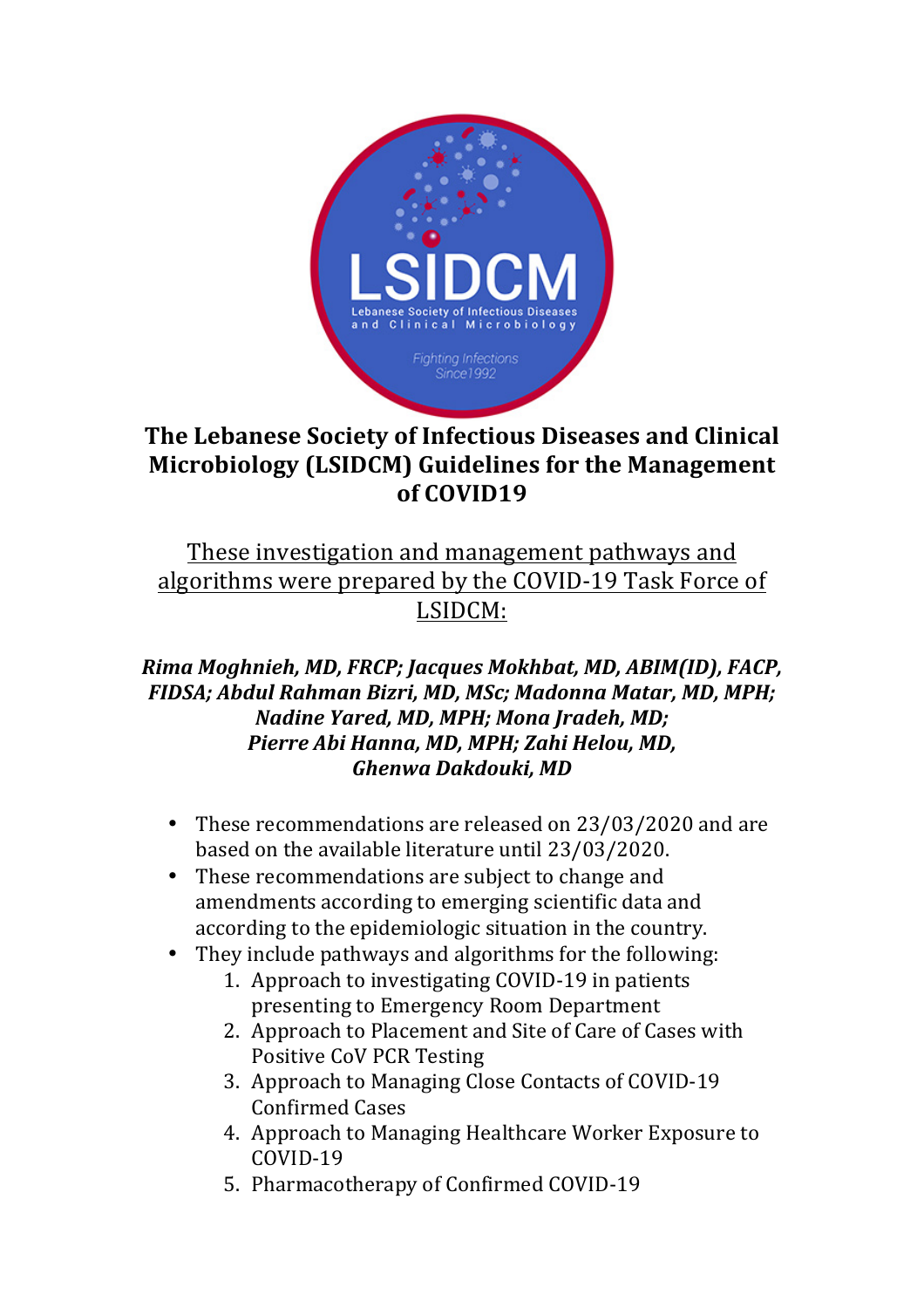# The Lebanese Society of Infectious Diseases and Clinical Microbiology (LSIDCM) Guidelines for the Management of COVID19

<u>These investigation and management pathways and algorithms were prepared by the COVID-19 Task Force of LSIDCM:</u>

***Rima Moghnieh, MD, FRCP; Jacques Mokhbat, MD, ABIM(ID), FACP, FIDSA; Abdul Rahman Bizri, MD, MSc; Madonna Matar, MD, MPH; Nadine Yared, MD, MPH; Mona Jradeh, MD; Pierre Abi Hanna, MD, MPH; Zahi Helou, MD, Ghenwa Dakdouki, MD***

- These recommendations are released on 23/03/2020 and are based on the available literature until 23/03/2020.
- These recommendations are subject to change and amendments according to emerging scientific data and according to the epidemiologic situation in the country.
- They include pathways and algorithms for the following:
  1. Approach to investigating COVID-19 in patients presenting to Emergency Room Department
  2. Approach to Placement and Site of Care of Cases with Positive CoV PCR Testing
  3. Approach to Managing Close Contacts of COVID-19 Confirmed Cases
  4. Approach to Managing Healthcare Worker Exposure to COVID-19
  5. Pharmacotherapy of Confirmed COVID-19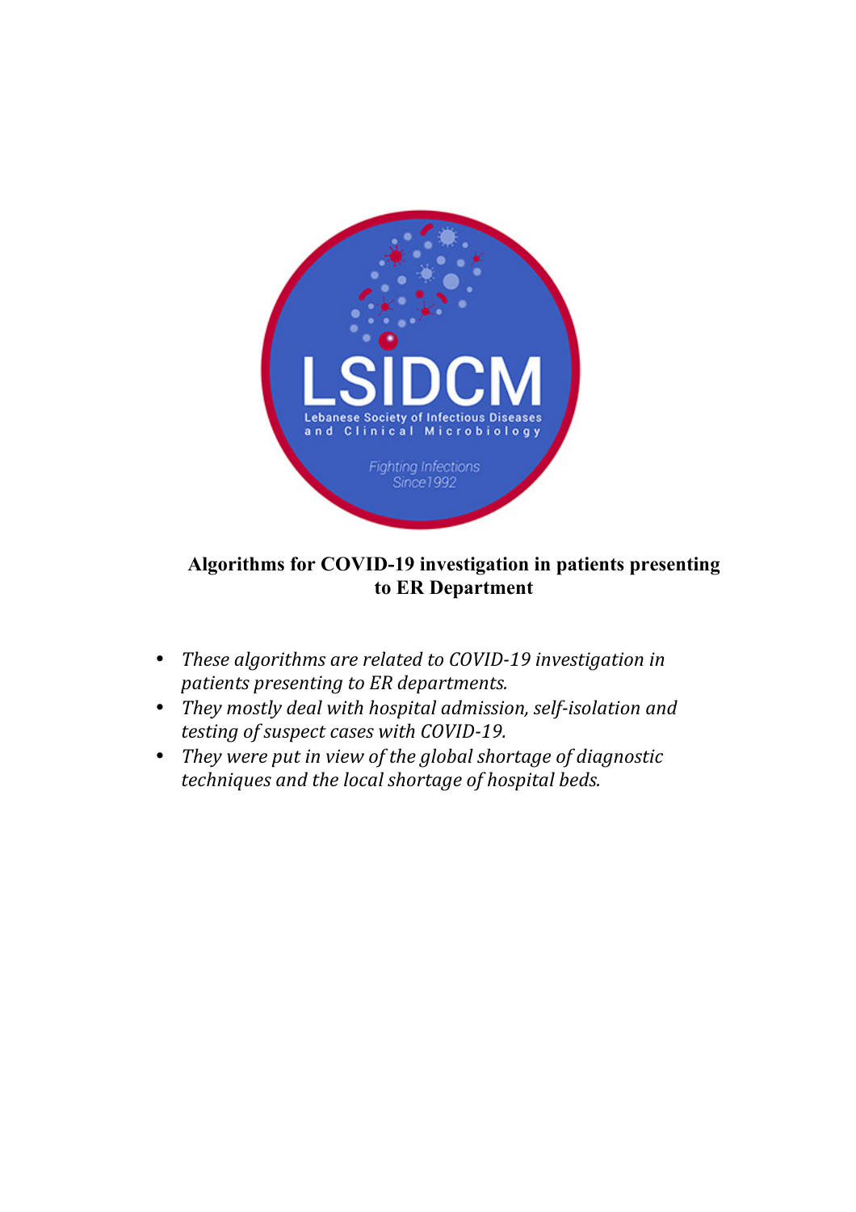LSIDCM

Lebanese Society of Infectious Diseases and Clinical Microbiology

Fighting Infections Since 1992

**Algorithms for COVID-19 investigation in patients presenting to ER Department**

- *These algorithms are related to COVID-19 investigation in patients presenting to ER departments.*
- *They mostly deal with hospital admission, self-isolation and testing of suspect cases with COVID-19.*
- *They were put in view of the global shortage of diagnostic techniques and the local shortage of hospital beds.*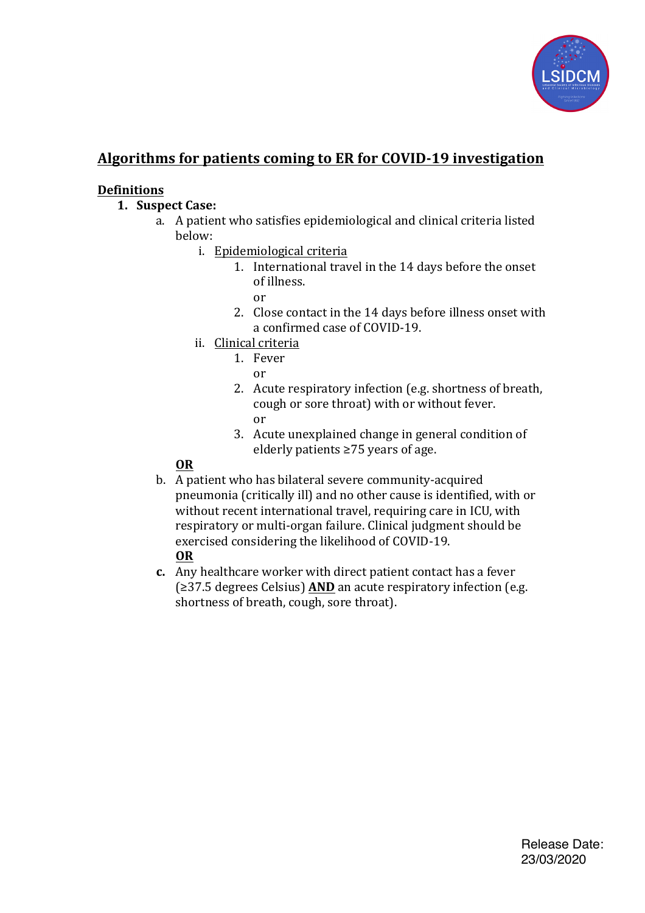## Algorithms for patients coming to ER for COVID-19 investigation

### Definitions

1. **Suspect Case:**
   a. A patient who satisfies epidemiological and clinical criteria listed below:
      i. Epidemiological criteria
         1. International travel in the 14 days before the onset of illness.
            or
         2. Close contact in the 14 days before illness onset with a confirmed case of COVID-19.
      ii. Clinical criteria
         1. Fever
            or
         2. Acute respiratory infection (e.g. shortness of breath, cough or sore throat) with or without fever.
            or
         3. Acute unexplained change in general condition of elderly patients ≥75 years of age.

   **OR**

   b. A patient who has bilateral severe community-acquired pneumonia (critically ill) and no other cause is identified, with or without recent international travel, requiring care in ICU, with respiratory or multi-organ failure. Clinical judgment should be exercised considering the likelihood of COVID-19.

   **OR**

   **c.** Any healthcare worker with direct patient contact has a fever (≥37.5 degrees Celsius) **AND** an acute respiratory infection (e.g. shortness of breath, cough, sore throat).

Release Date: 23/03/2020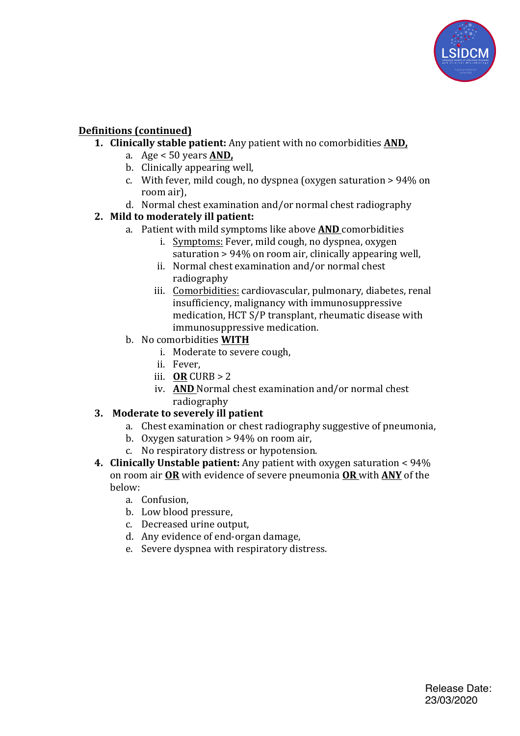**<u>Definitions (continued)</u>**

1. **Clinically stable patient:** Any patient with no comorbidities **<u>AND,</u>**
   a. Age < 50 years **<u>AND,</u>**
   b. Clinically appearing well,
   c. With fever, mild cough, no dyspnea (oxygen saturation > 94% on room air),
   d. Normal chest examination and/or normal chest radiography
2. **Mild to moderately ill patient:**
   a. Patient with mild symptoms like above **<u>AND</u>** comorbidities
      i. <u>Symptoms:</u> Fever, mild cough, no dyspnea, oxygen saturation > 94% on room air, clinically appearing well,
      ii. Normal chest examination and/or normal chest radiography
      iii. <u>Comorbidities:</u> cardiovascular, pulmonary, diabetes, renal insufficiency, malignancy with immunosuppressive medication, HCT S/P transplant, rheumatic disease with immunosuppressive medication.
   b. No comorbidities **<u>WITH</u>**
      i. Moderate to severe cough,
      ii. Fever,
      iii. **<u>OR</u>** CURB > 2
      iv. **<u>AND</u>** Normal chest examination and/or normal chest radiography
3. **Moderate to severely ill patient**
   a. Chest examination or chest radiography suggestive of pneumonia,
   b. Oxygen saturation > 94% on room air,
   c. No respiratory distress or hypotension.
4. **Clinically Unstable patient:** Any patient with oxygen saturation < 94% on room air **<u>OR</u>** with evidence of severe pneumonia **<u>OR</u>** with **<u>ANY</u>** of the below:
   a. Confusion,
   b. Low blood pressure,
   c. Decreased urine output,
   d. Any evidence of end-organ damage,
   e. Severe dyspnea with respiratory distress.

Release Date: 23/03/2020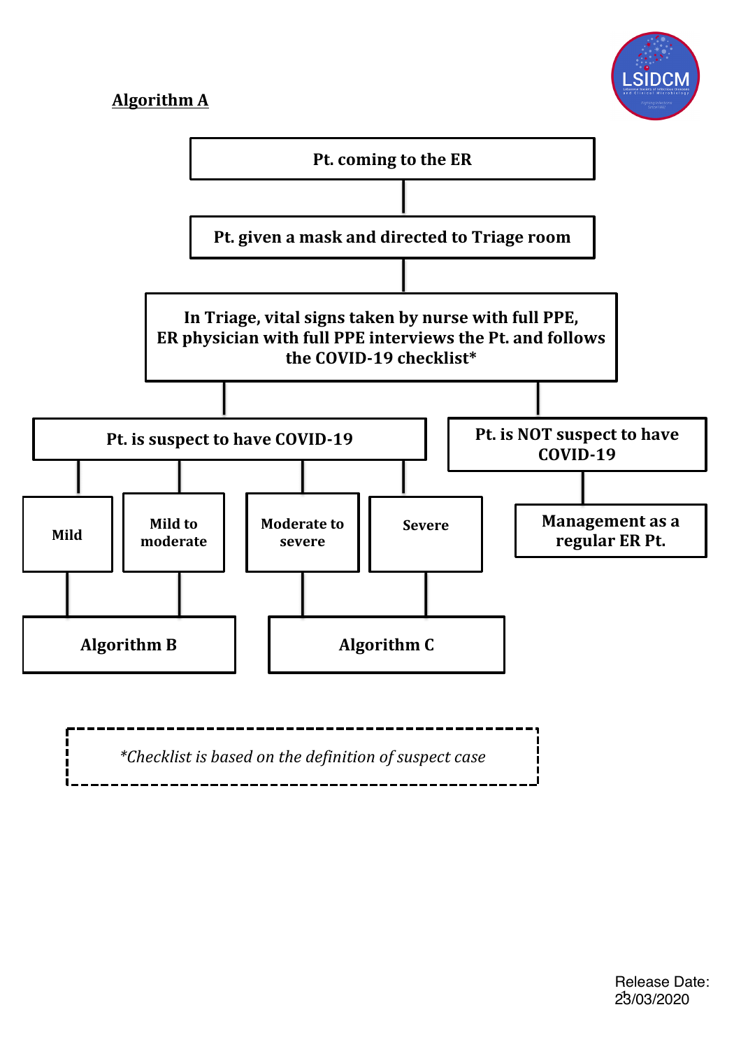## Algorithm A

**Pt. coming to the ER**

↓

**Pt. given a mask and directed to Triage room**

↓

**In Triage, vital signs taken by nurse with full PPE, ER physician with full PPE interviews the Pt. and follows the COVID-19 checklist***

↓

- **Pt. is suspect to have COVID-19**
  - **Mild** → **Algorithm B**
  - **Mild to moderate** → **Algorithm B**
  - **Moderate to severe** → **Algorithm C**
  - **Severe** → **Algorithm C**
- **Pt. is NOT suspect to have COVID-19**
  - **Management as a regular ER Pt.**

*\*Checklist is based on the definition of suspect case*

Release Date: 23/03/2020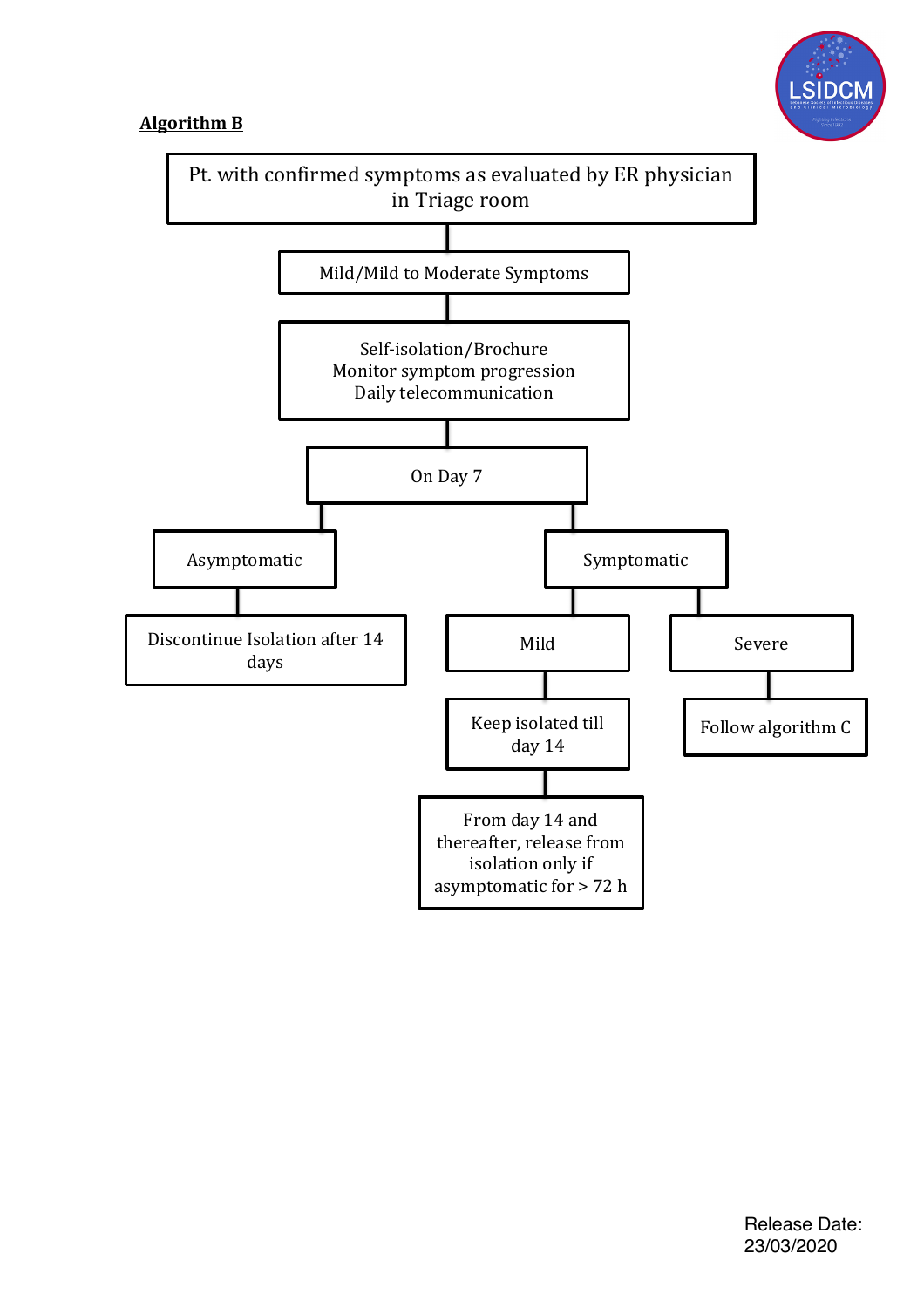**Algorithm B**

- Pt. with confirmed symptoms as evaluated by ER physician in Triage room
  - Mild/Mild to Moderate Symptoms
    - Self-isolation/Brochure
      Monitor symptom progression
      Daily telecommunication
      - On Day 7
        - Asymptomatic
          - Discontinue Isolation after 14 days
        - Symptomatic
          - Mild
            - Keep isolated till day 14
              - From day 14 and thereafter, release from isolation only if asymptomatic for > 72 h
          - Severe
            - Follow algorithm C

Release Date: 23/03/2020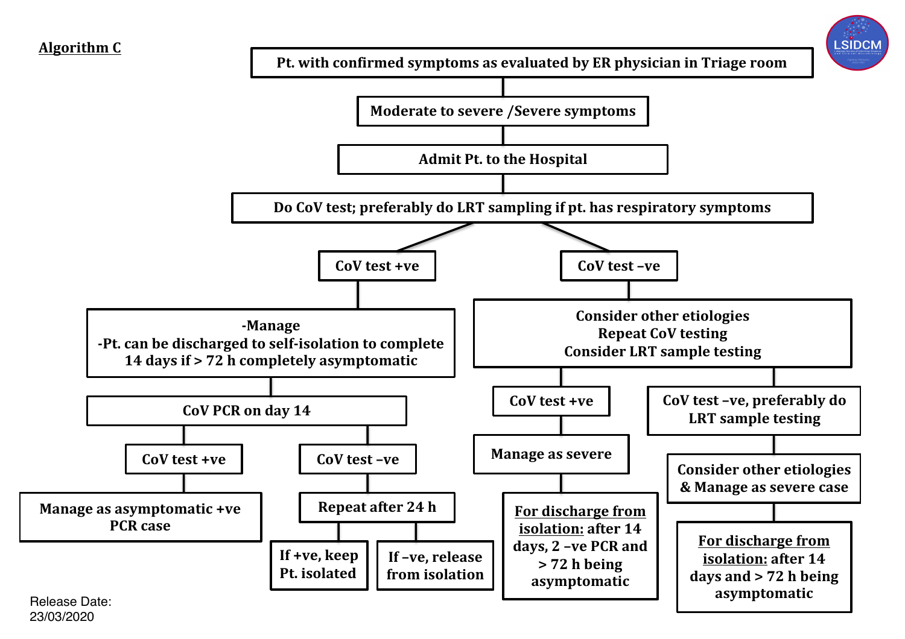## Algorithm C

**Pt. with confirmed symptoms as evaluated by ER physician in Triage room**

→ **Moderate to severe /Severe symptoms**

→ **Admit Pt. to the Hospital**

→ **Do CoV test; preferably do LRT sampling if pt. has respiratory symptoms**

- **CoV test +ve**
  - -Manage
    -Pt. can be discharged to self-isolation to complete 14 days if > 72 h completely asymptomatic
  - **CoV PCR on day 14**
    - **CoV test +ve**
      - Manage as asymptomatic +ve PCR case
    - **CoV test –ve**
      - Repeat after 24 h
        - If +ve, keep Pt. isolated
        - If –ve, release from isolation

- **CoV test –ve**
  - Consider other etiologies
    Repeat CoV testing
    Consider LRT sample testing
    - **CoV test +ve**
      - Manage as severe
      - __For discharge from isolation:__ after 14 days, 2 –ve PCR and > 72 h being asymptomatic
    - **CoV test –ve, preferably do LRT sample testing**
      - Consider other etiologies & Manage as severe case
      - __For discharge from isolation:__ after 14 days and > 72 h being asymptomatic

Release Date: 23/03/2020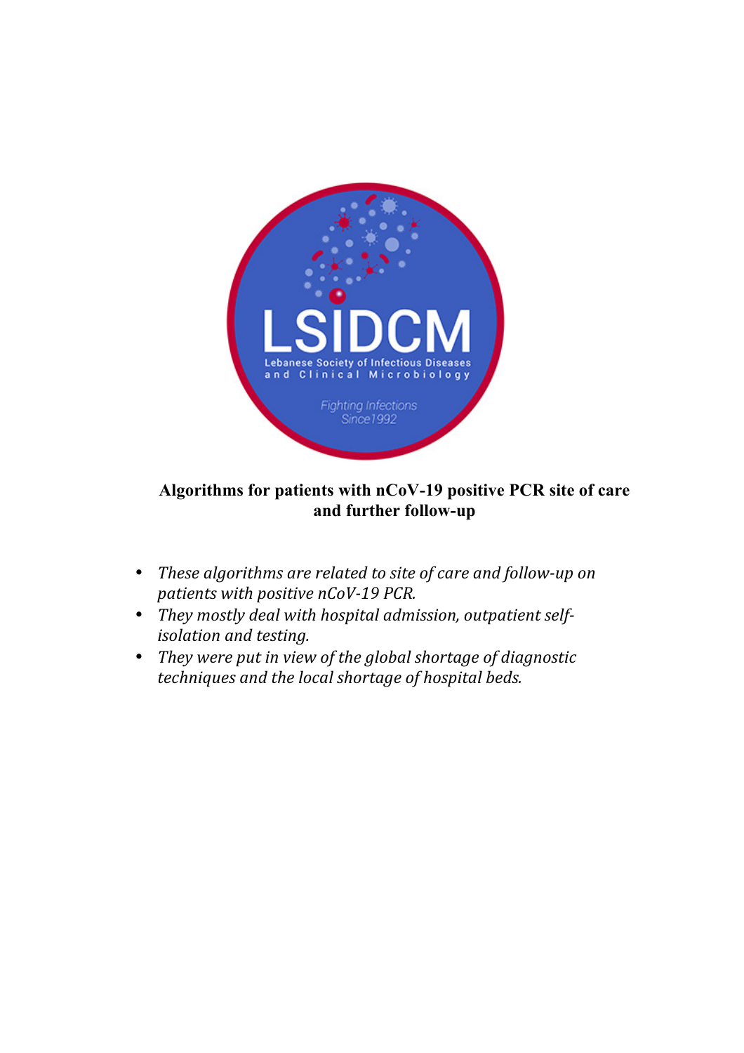# Algorithms for patients with nCoV-19 positive PCR site of care and further follow-up

- *These algorithms are related to site of care and follow-up on patients with positive nCoV-19 PCR.*
- *They mostly deal with hospital admission, outpatient self-isolation and testing.*
- *They were put in view of the global shortage of diagnostic techniques and the local shortage of hospital beds.*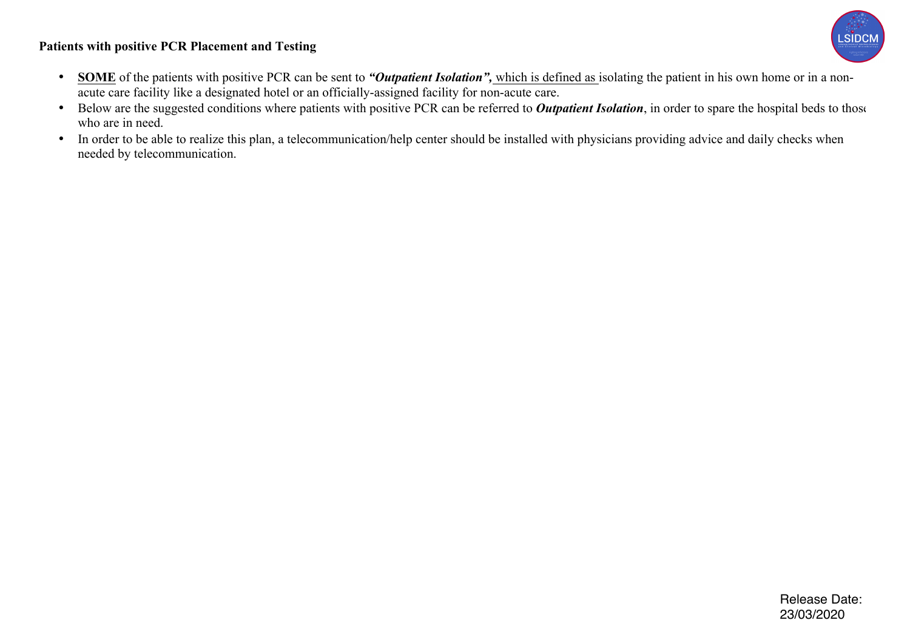**Patients with positive PCR Placement and Testing**

- **<u>SOME</u>** of the patients with positive PCR can be sent to ***"Outpatient Isolation",*** <u>which is defined as</u> isolating the patient in his own home or in a non-acute care facility like a designated hotel or an officially-assigned facility for non-acute care.
- Below are the suggested conditions where patients with positive PCR can be referred to ***Outpatient Isolation***, in order to spare the hospital beds to those who are in need.
- In order to be able to realize this plan, a telecommunication/help center should be installed with physicians providing advice and daily checks when needed by telecommunication.

Release Date: 23/03/2020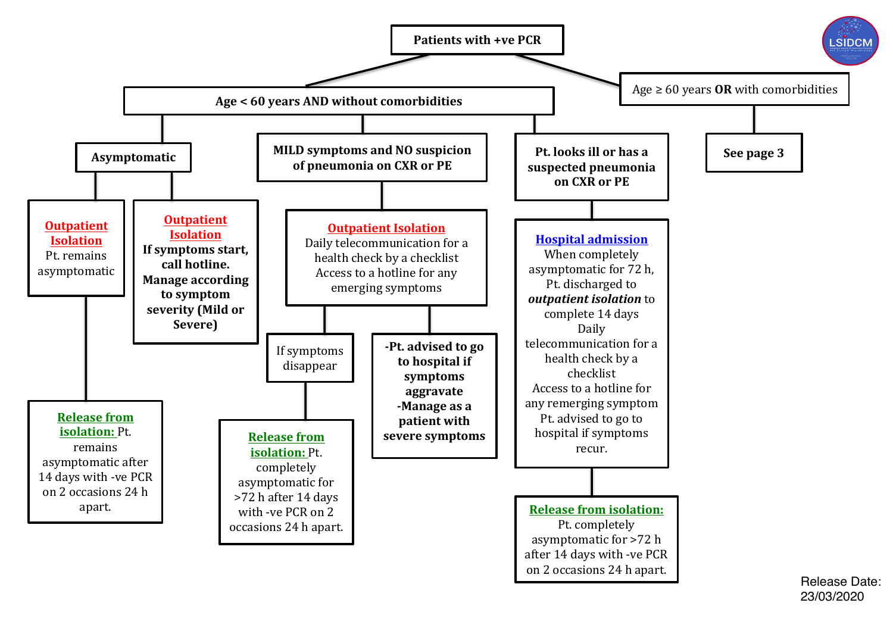# Patients with +ve PCR

## Age < 60 years AND without comorbidities

### Asymptomatic

**Outpatient Isolation**
Pt. remains asymptomatic

→ **Release from isolation:** Pt. remains asymptomatic after 14 days with -ve PCR on 2 occasions 24 h apart.

**Outpatient Isolation**
**If symptoms start, call hotline. Manage according to symptom severity (Mild or Severe)**

### MILD symptoms and NO suspicion of pneumonia on CXR or PE

**Outpatient Isolation**
Daily telecommunication for a health check by a checklist
Access to a hotline for any emerging symptoms

- If symptoms disappear
  → **Release from isolation:** Pt. completely asymptomatic for >72 h after 14 days with -ve PCR on 2 occasions 24 h apart.
- **-Pt. advised to go to hospital if symptoms aggravate**
  **-Manage as a patient with severe symptoms**

### Pt. looks ill or has a suspected pneumonia on CXR or PE

**Hospital admission**
When completely asymptomatic for 72 h, Pt. discharged to ***outpatient isolation*** to complete 14 days
Daily telecommunication for a health check by a checklist
Access to a hotline for any remerging symptom
Pt. advised to go to hospital if symptoms recur.

→ **Release from isolation:** Pt. completely asymptomatic for >72 h after 14 days with -ve PCR on 2 occasions 24 h apart.

## Age ≥ 60 years **OR** with comorbidities

**See page 3**

Release Date: 23/03/2020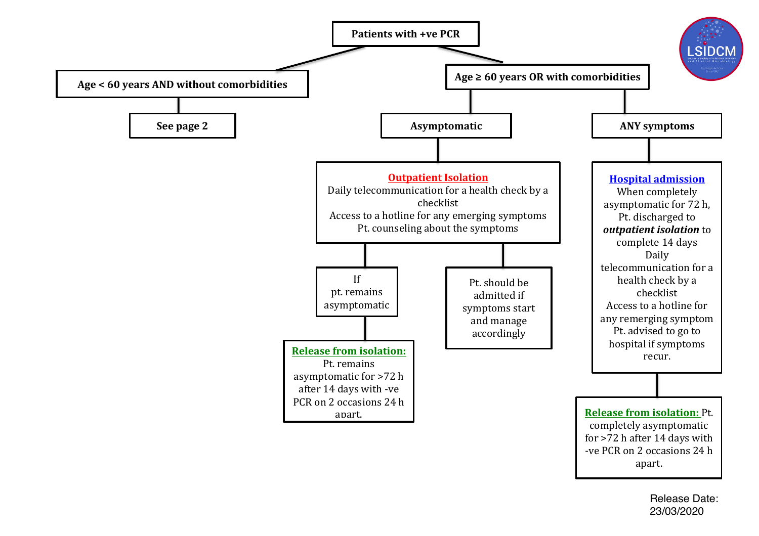**Patients with +ve PCR**

- **Age < 60 years AND without comorbidities**
  - **See page 2**
- **Age ≥ 60 years OR with comorbidities**
  - **Asymptomatic**
    - **Outpatient Isolation**
      Daily telecommunication for a health check by a checklist
      Access to a hotline for any emerging symptoms
      Pt. counseling about the symptoms
      - If pt. remains asymptomatic
        - **Release from isolation:** Pt. remains asymptomatic for >72 h after 14 days with -ve PCR on 2 occasions 24 h apart.
      - Pt. should be admitted if symptoms start and manage accordingly
  - **ANY symptoms**
    - **Hospital admission**
      When completely asymptomatic for 72 h, Pt. discharged to ***outpatient isolation*** to complete 14 days
      Daily telecommunication for a health check by a checklist
      Access to a hotline for any remerging symptom
      Pt. advised to go to hospital if symptoms recur.
      - **Release from isolation:** Pt. completely asymptomatic for >72 h after 14 days with -ve PCR on 2 occasions 24 h apart.

Release Date: 23/03/2020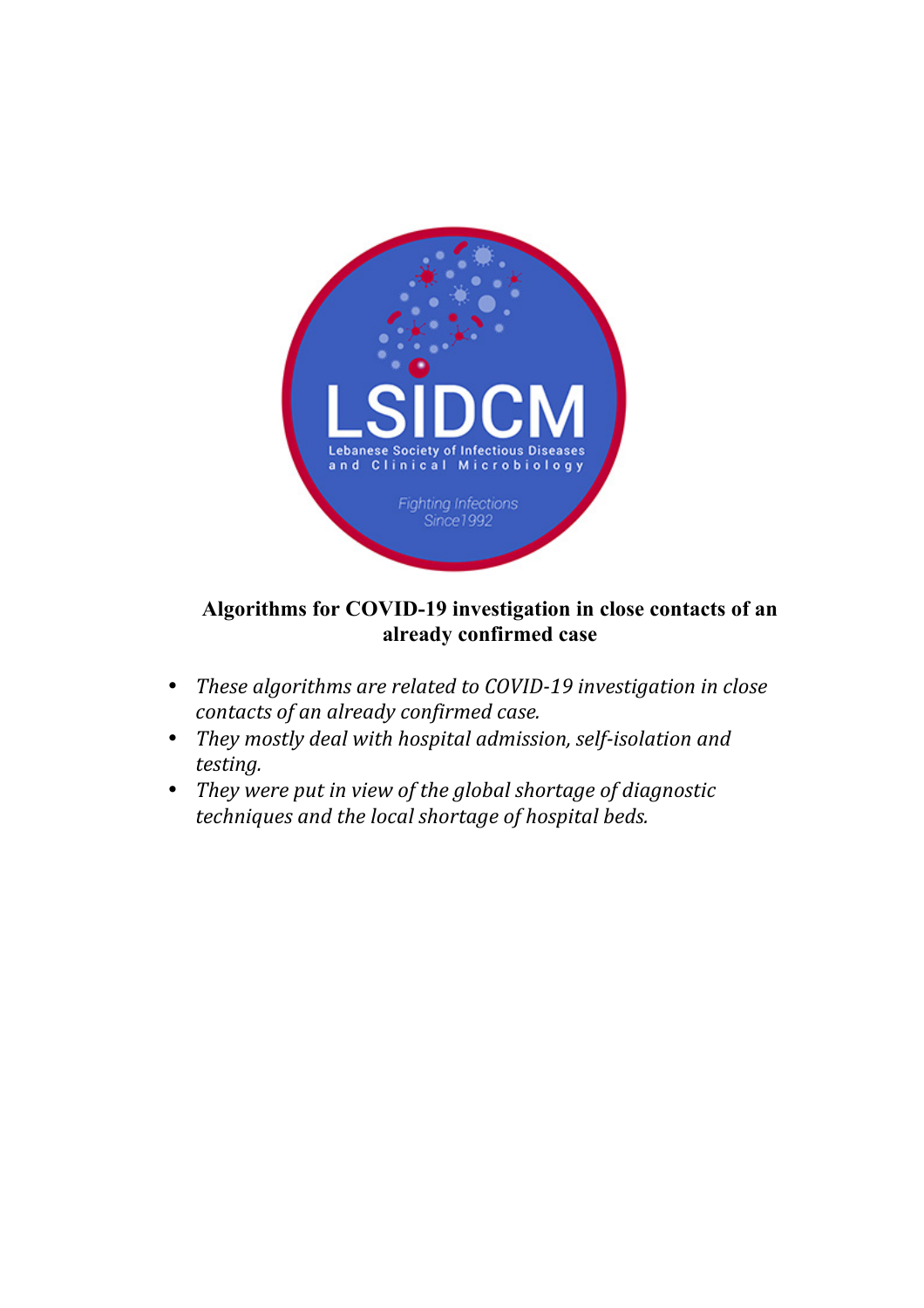**Algorithms for COVID-19 investigation in close contacts of an already confirmed case**

- *These algorithms are related to COVID-19 investigation in close contacts of an already confirmed case.*
- *They mostly deal with hospital admission, self-isolation and testing.*
- *They were put in view of the global shortage of diagnostic techniques and the local shortage of hospital beds.*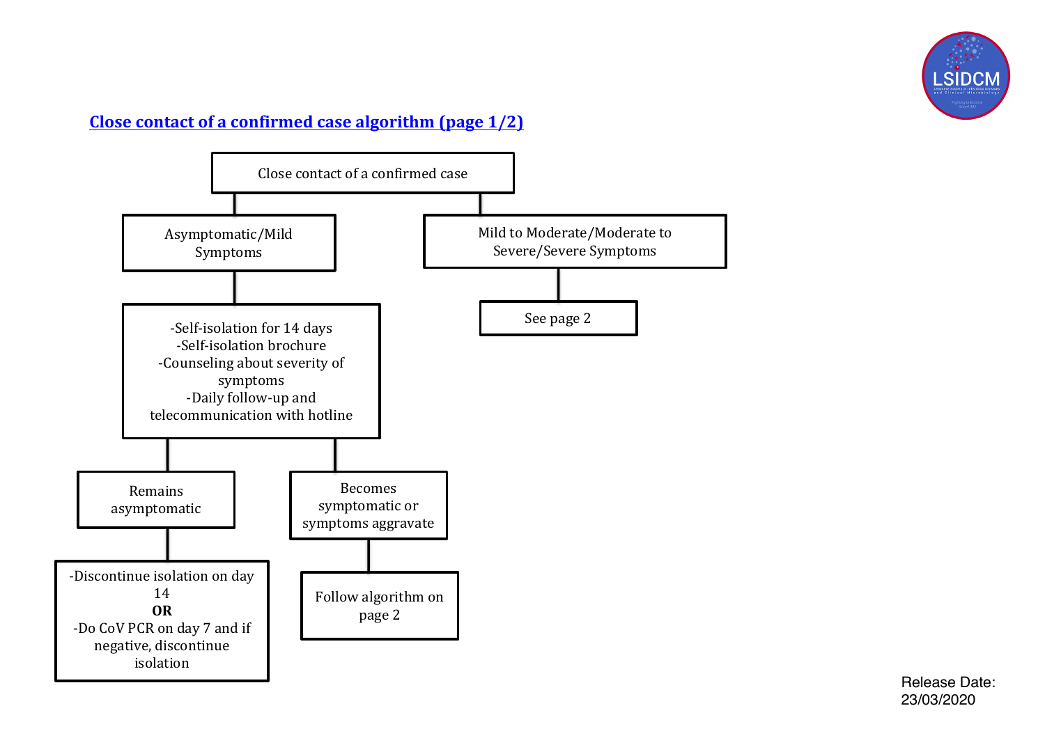## Close contact of a confirmed case algorithm (page 1/2)

**Close contact of a confirmed case**

- **Asymptomatic/Mild Symptoms**
  - -Self-isolation for 14 days
  - -Self-isolation brochure
  - -Counseling about severity of symptoms
  - -Daily follow-up and telecommunication with hotline
    - **Remains asymptomatic**
      - -Discontinue isolation on day 14 **OR** -Do CoV PCR on day 7 and if negative, discontinue isolation
    - **Becomes symptomatic or symptoms aggravate**
      - Follow algorithm on page 2
- **Mild to Moderate/Moderate to Severe/Severe Symptoms**
  - See page 2

Release Date: 23/03/2020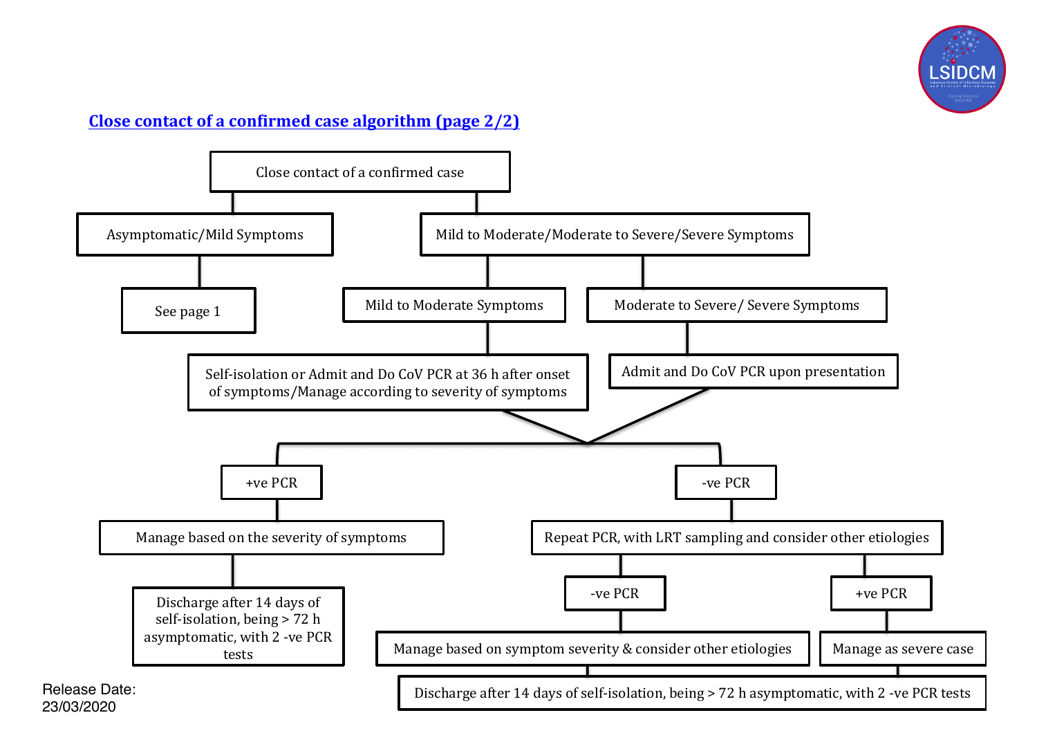## Close contact of a confirmed case algorithm (page 2/2)

- **Close contact of a confirmed case**
  - **Asymptomatic/Mild Symptoms**
    - See page 1
  - **Mild to Moderate/Moderate to Severe/Severe Symptoms**
    - **Mild to Moderate Symptoms**
      - Self-isolation or Admit and Do CoV PCR at 36 h after onset of symptoms/Manage according to severity of symptoms
    - **Moderate to Severe/ Severe Symptoms**
      - Admit and Do CoV PCR upon presentation

Both branches then continue as follows:

- **+ve PCR**
  - Manage based on the severity of symptoms
    - Discharge after 14 days of self-isolation, being > 72 h asymptomatic, with 2 -ve PCR tests
- **-ve PCR**
  - Repeat PCR, with LRT sampling and consider other etiologies
    - **-ve PCR**
      - Manage based on symptom severity & consider other etiologies
        - Discharge after 14 days of self-isolation, being > 72 h asymptomatic, with 2 -ve PCR tests
    - **+ve PCR**
      - Manage as severe case
        - Discharge after 14 days of self-isolation, being > 72 h asymptomatic, with 2 -ve PCR tests

Release Date:
23/03/2020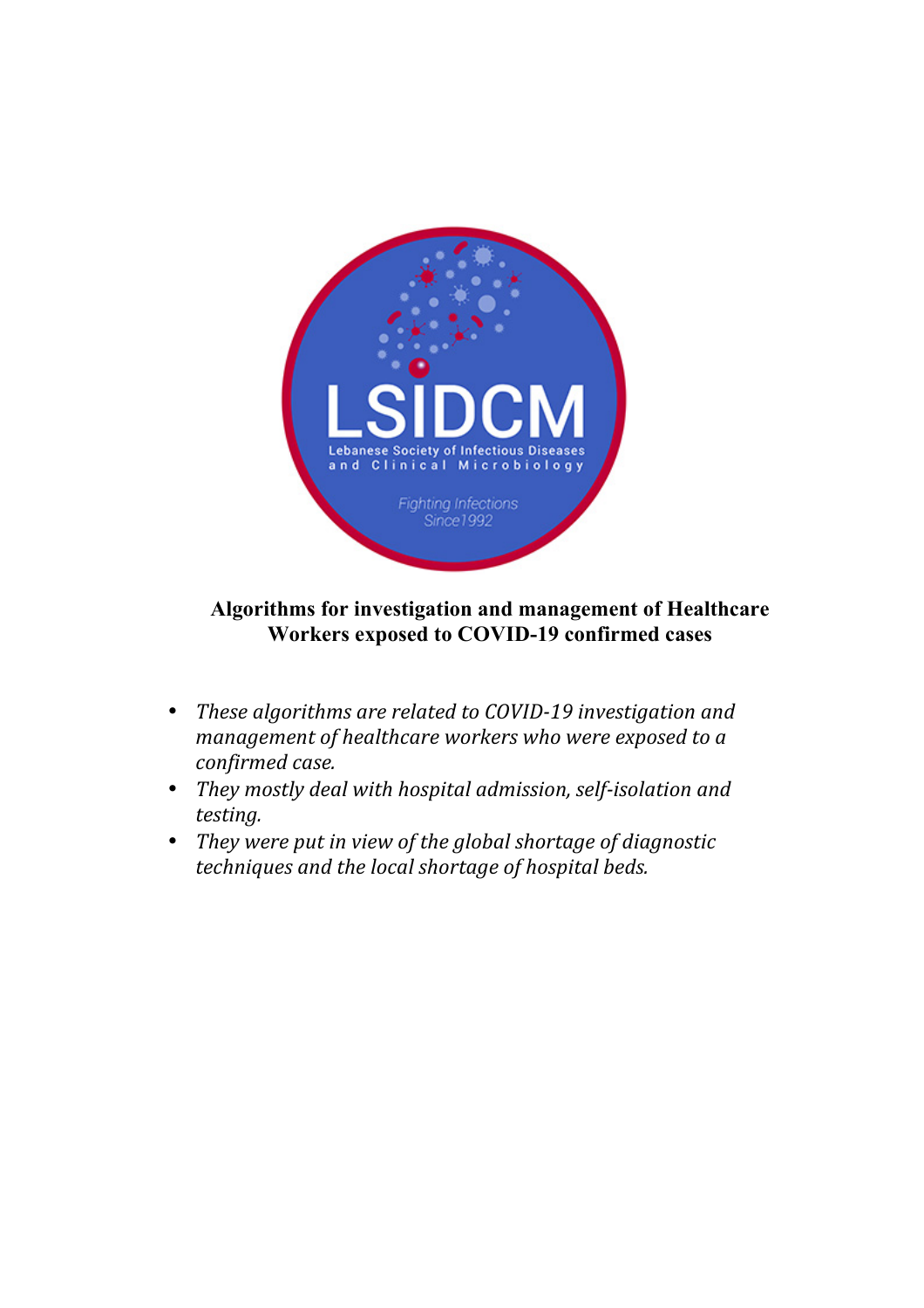LSIDCM

Lebanese Society of Infectious Diseases and Clinical Microbiology

Fighting Infections Since 1992

**Algorithms for investigation and management of Healthcare Workers exposed to COVID-19 confirmed cases**

- *These algorithms are related to COVID-19 investigation and management of healthcare workers who were exposed to a confirmed case.*
- *They mostly deal with hospital admission, self-isolation and testing.*
- *They were put in view of the global shortage of diagnostic techniques and the local shortage of hospital beds.*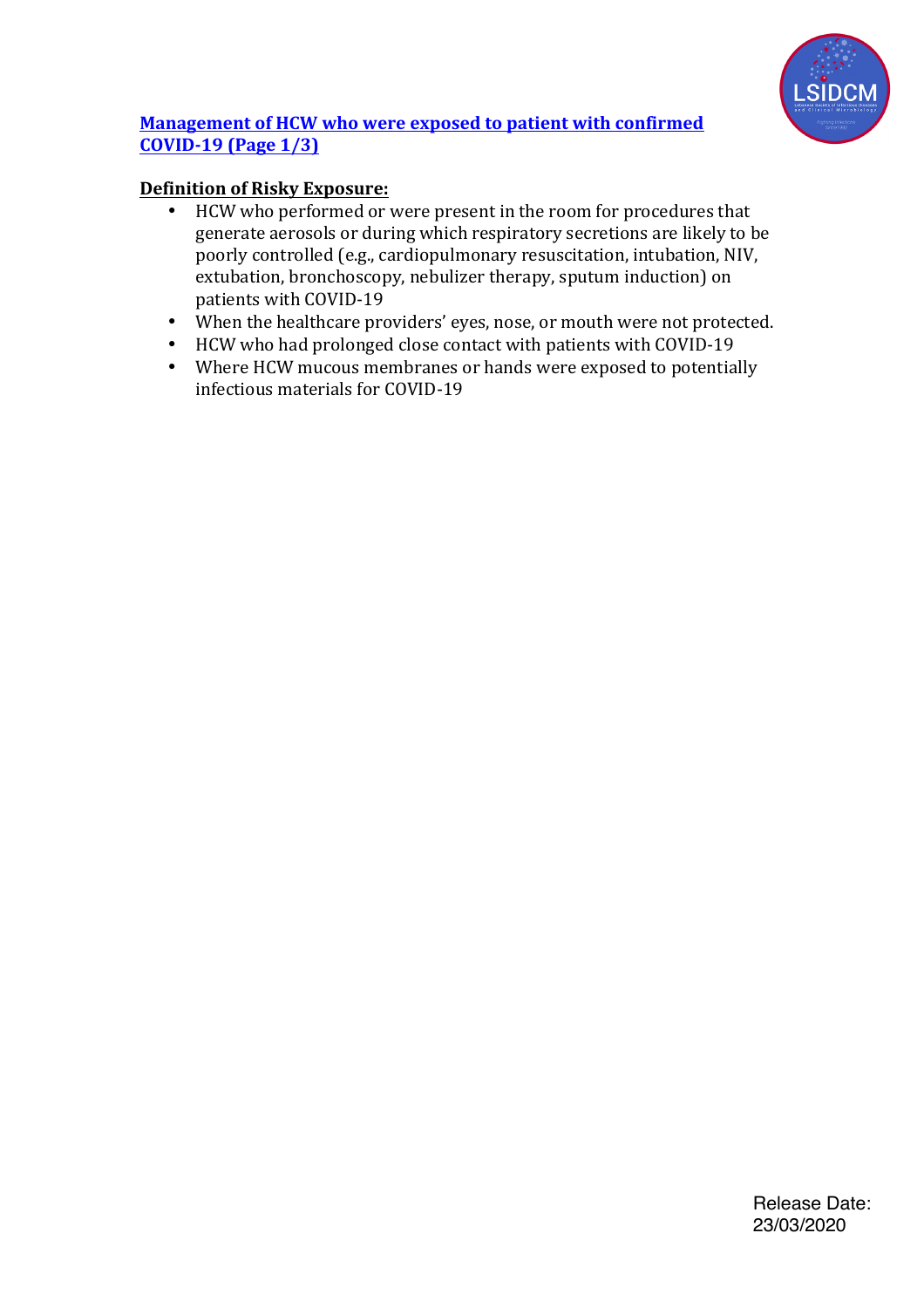## [Management of HCW who were exposed to patient with confirmed COVID-19 (Page 1/3)]

**Definition of Risky Exposure:**

- HCW who performed or were present in the room for procedures that generate aerosols or during which respiratory secretions are likely to be poorly controlled (e.g., cardiopulmonary resuscitation, intubation, NIV, extubation, bronchoscopy, nebulizer therapy, sputum induction) on patients with COVID-19
- When the healthcare providers' eyes, nose, or mouth were not protected.
- HCW who had prolonged close contact with patients with COVID-19
- Where HCW mucous membranes or hands were exposed to potentially infectious materials for COVID-19

Release Date: 23/03/2020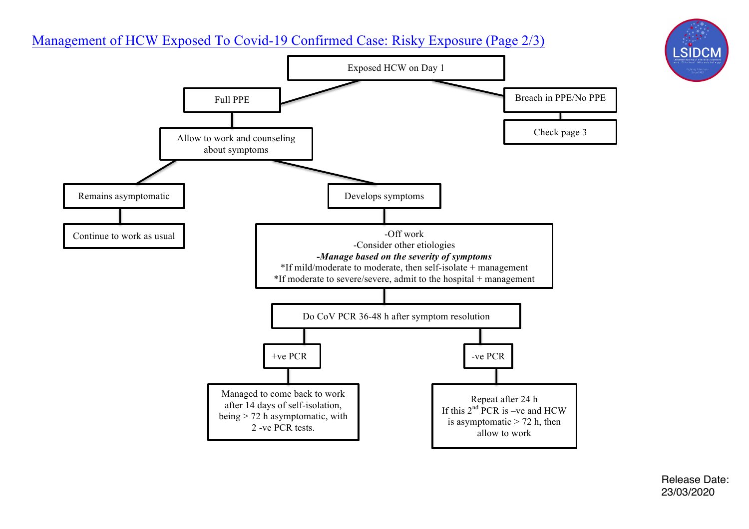## Management of HCW Exposed To Covid-19 Confirmed Case: Risky Exposure (Page 2/3)

**Exposed HCW on Day 1**

- **Full PPE**
  - Allow to work and counseling about symptoms
    - **Remains asymptomatic**
      - Continue to work as usual
    - **Develops symptoms**
      - -Off work
      - -Consider other etiologies
      - ***-Manage based on the severity of symptoms***
      - *If mild/moderate to moderate, then self-isolate + management
      - *If moderate to severe/severe, admit to the hospital + management
        - Do CoV PCR 36-48 h after symptom resolution
          - **+ve PCR**
            - Managed to come back to work after 14 days of self-isolation, being > 72 h asymptomatic, with 2 -ve PCR tests.
          - **-ve PCR**
            - Repeat after 24 h. If this 2nd PCR is –ve and HCW is asymptomatic > 72 h, then allow to work
- **Breach in PPE/No PPE**
  - Check page 3

Release Date: 23/03/2020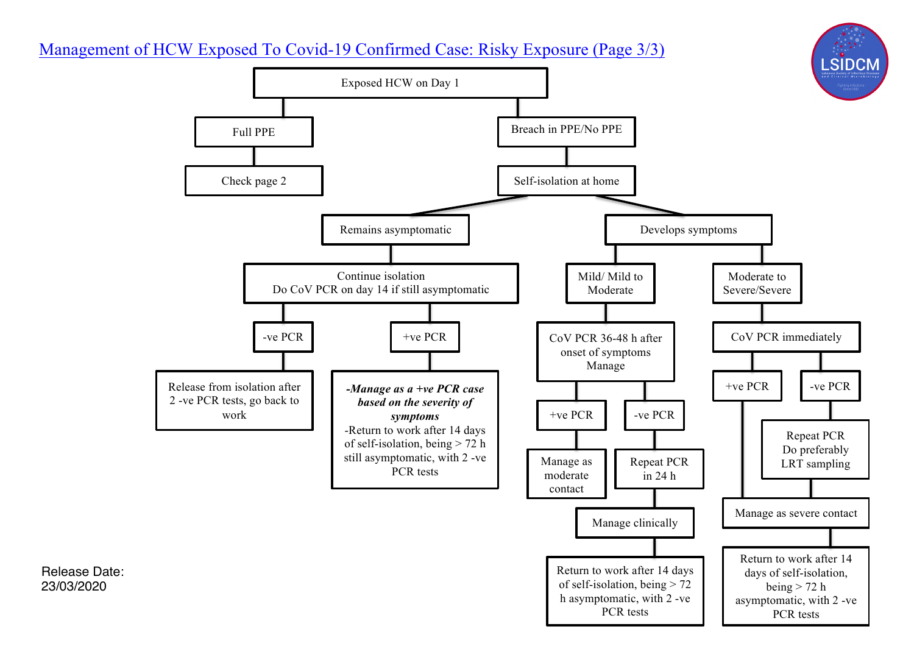# Management of HCW Exposed To Covid-19 Confirmed Case: Risky Exposure (Page 3/3)

LSIDCM

- **Exposed HCW on Day 1**
  - **Full PPE**
    - Check page 2
  - **Breach in PPE/No PPE**
    - Self-isolation at home
      - **Remains asymptomatic**
        - Continue isolation
          Do CoV PCR on day 14 if still asymptomatic
          - **-ve PCR**
            - Release from isolation after 2 -ve PCR tests, go back to work
          - **+ve PCR**
            - ***-Manage as a +ve PCR case based on the severity of symptoms***
              -Return to work after 14 days of self-isolation, being > 72 h still asymptomatic, with 2 -ve PCR tests
      - **Develops symptoms**
        - **Mild/ Mild to Moderate**
          - CoV PCR 36-48 h after onset of symptoms
            Manage
            - **+ve PCR**
              - Manage as moderate contact
            - **-ve PCR**
              - Repeat PCR in 24 h
                - Manage clinically
                  - Return to work after 14 days of self-isolation, being > 72 h asymptomatic, with 2 -ve PCR tests
        - **Moderate to Severe/Severe**
          - CoV PCR immediately
            - **+ve PCR**
              - Manage as severe contact
            - **-ve PCR**
              - Repeat PCR
                Do preferably LRT sampling
                - Manage as severe contact
                  - Return to work after 14 days of self-isolation, being > 72 h asymptomatic, with 2 -ve PCR tests

Release Date:
23/03/2020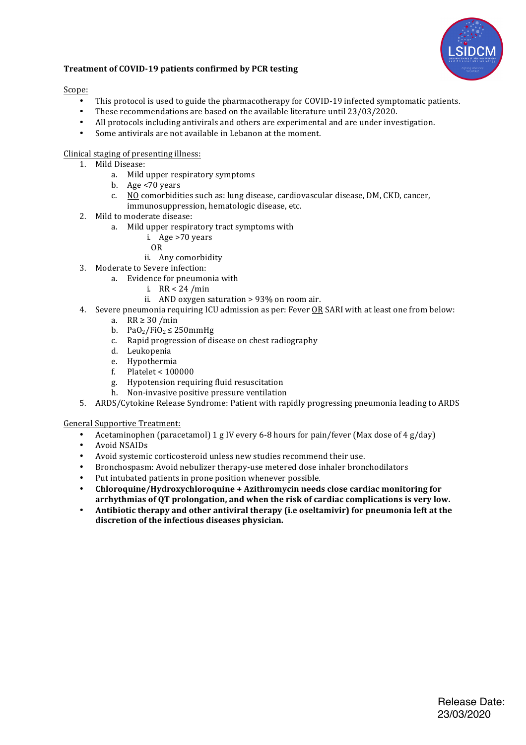**Treatment of COVID-19 patients confirmed by PCR testing**

<u>Scope:</u>

- This protocol is used to guide the pharmacotherapy for COVID-19 infected symptomatic patients.
- These recommendations are based on the available literature until 23/03/2020.
- All protocols including antivirals and others are experimental and are under investigation.
- Some antivirals are not available in Lebanon at the moment.

<u>Clinical staging of presenting illness:</u>

1. Mild Disease:
   a. Mild upper respiratory symptoms
   b. Age <70 years
   c. <u>NO</u> comorbidities such as: lung disease, cardiovascular disease, DM, CKD, cancer, immunosuppression, hematologic disease, etc.
2. Mild to moderate disease:
   a. Mild upper respiratory tract symptoms with
      i. Age >70 years
      OR
      ii. Any comorbidity
3. Moderate to Severe infection:
   a. Evidence for pneumonia with
      i. RR < 24 /min
      ii. AND oxygen saturation > 93% on room air.
4. Severe pneumonia requiring ICU admission as per: Fever <u>OR</u> SARI with at least one from below:
   a. RR ≥ 30 /min
   b. $PaO_2/FiO_2 \leq$ 250mmHg
   c. Rapid progression of disease on chest radiography
   d. Leukopenia
   e. Hypothermia
   f. Platelet < 100000
   g. Hypotension requiring fluid resuscitation
   h. Non-invasive positive pressure ventilation
5. ARDS/Cytokine Release Syndrome: Patient with rapidly progressing pneumonia leading to ARDS

<u>General Supportive Treatment:</u>

- Acetaminophen (paracetamol) 1 g IV every 6-8 hours for pain/fever (Max dose of 4 g/day)
- Avoid NSAIDs
- Avoid systemic corticosteroid unless new studies recommend their use.
- Bronchospasm: Avoid nebulizer therapy-use metered dose inhaler bronchodilators
- Put intubated patients in prone position whenever possible.
- **Chloroquine/Hydroxychloroquine + Azithromycin needs close cardiac monitoring for arrhythmias of QT prolongation, and when the risk of cardiac complications is very low.**
- **Antibiotic therapy and other antiviral therapy (i.e oseltamivir) for pneumonia left at the discretion of the infectious diseases physician.**

Release Date: 23/03/2020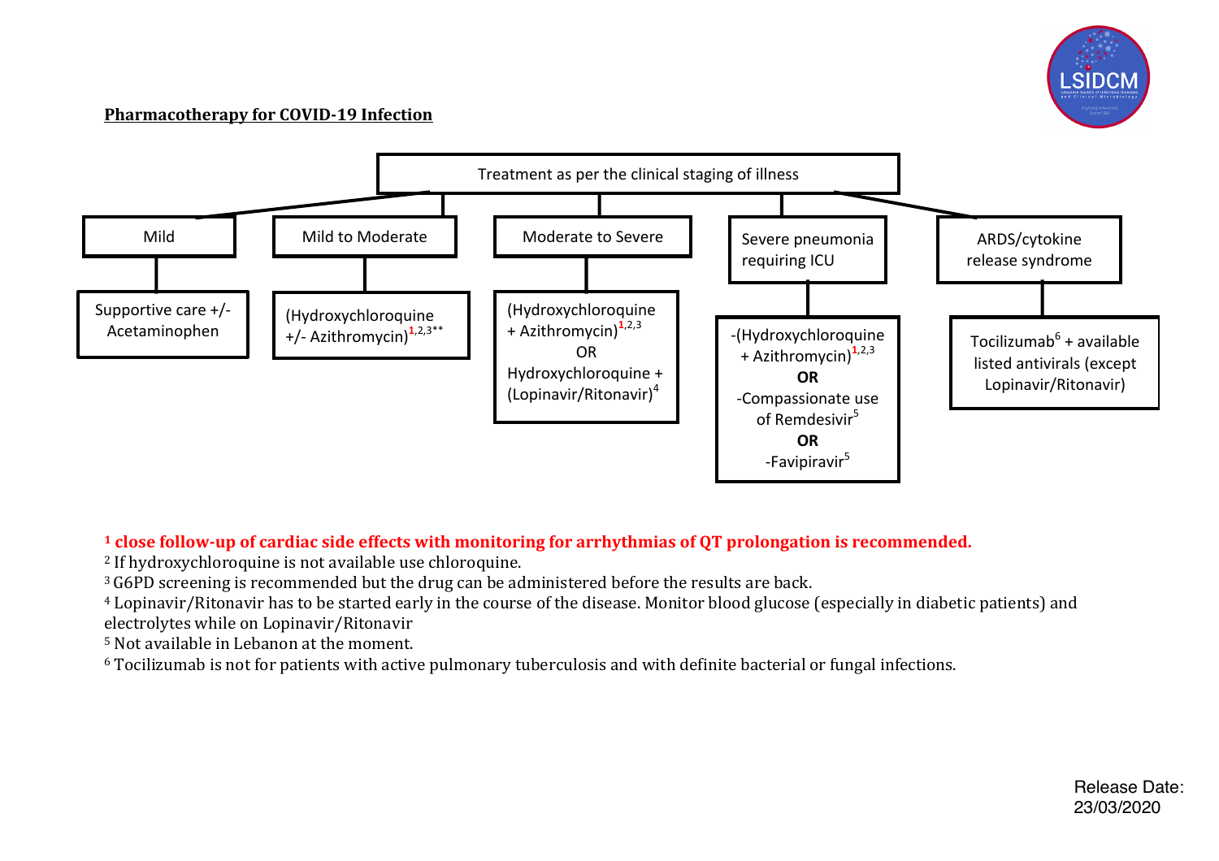LSIDCM

## Pharmacotherapy for COVID-19 Infection

**Treatment as per the clinical staging of illness**

| Mild | Mild to Moderate | Moderate to Severe | Severe pneumonia requiring ICU | ARDS/cytokine release syndrome |
|---|---|---|---|---|
| Supportive care +/- Acetaminophen | (Hydroxychloroquine +/- Azithromycin)[1,2,3**] | (Hydroxychloroquine + Azithromycin)[1,2,3] OR Hydroxychloroquine + (Lopinavir/Ritonavir)[4] | -(Hydroxychloroquine + Azithromycin)[1,2,3] **OR** -Compassionate use of Remdesivir[5] **OR** -Favipiravir[5] | Tocilizumab[6] + available listed antivirals (except Lopinavir/Ritonavir) |

**[1] close follow-up of cardiac side effects with monitoring for arrhythmias of QT prolongation is recommended.**

[2] If hydroxychloroquine is not available use chloroquine.

[3] G6PD screening is recommended but the drug can be administered before the results are back.

[4] Lopinavir/Ritonavir has to be started early in the course of the disease. Monitor blood glucose (especially in diabetic patients) and electrolytes while on Lopinavir/Ritonavir

[5] Not available in Lebanon at the moment.

[6] Tocilizumab is not for patients with active pulmonary tuberculosis and with definite bacterial or fungal infections.

Release Date: 23/03/2020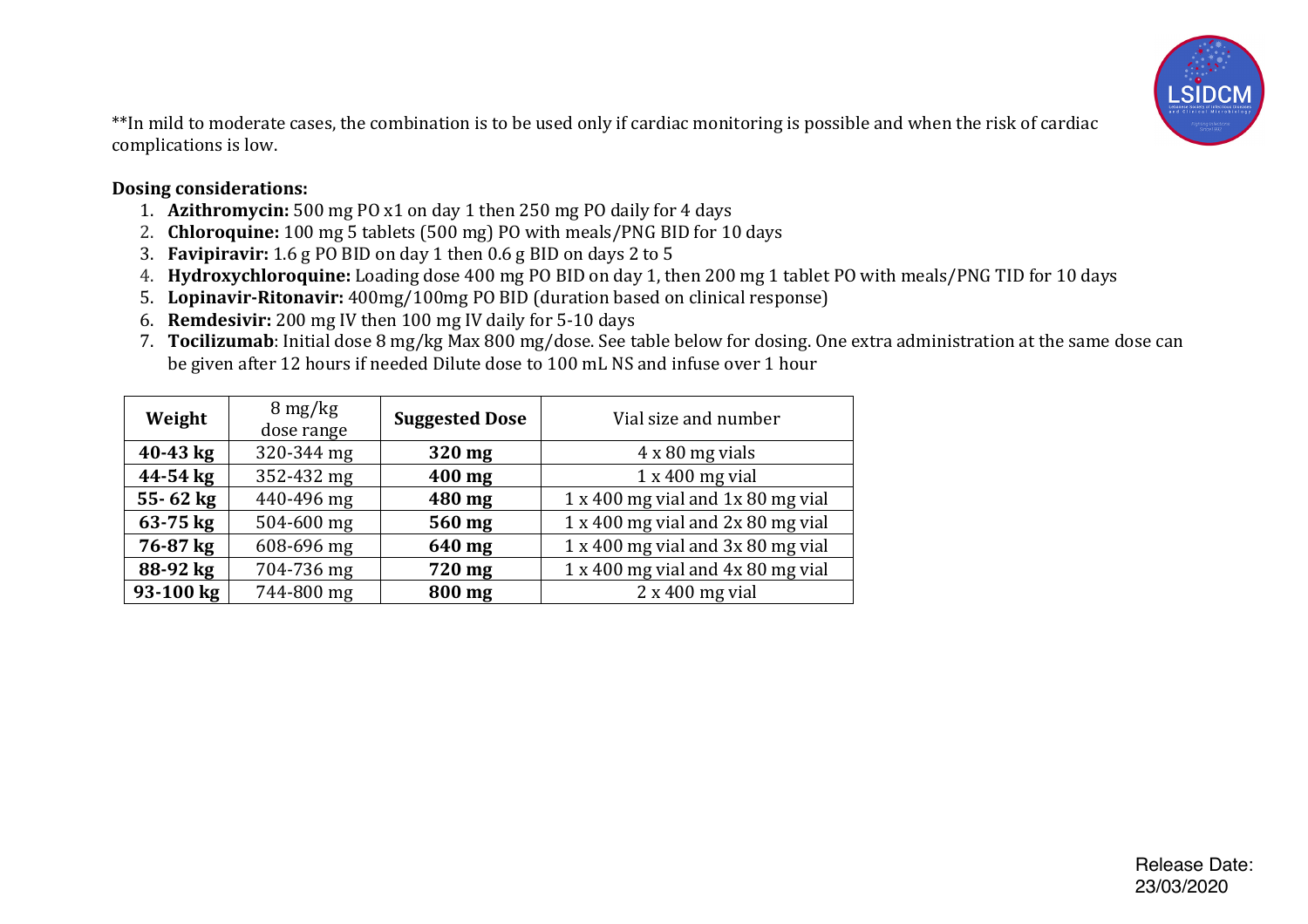**In mild to moderate cases, the combination is to be used only if cardiac monitoring is possible and when the risk of cardiac complications is low.

**Dosing considerations:**

1. **Azithromycin:** 500 mg PO x1 on day 1 then 250 mg PO daily for 4 days
2. **Chloroquine:** 100 mg 5 tablets (500 mg) PO with meals/PNG BID for 10 days
3. **Favipiravir:** 1.6 g PO BID on day 1 then 0.6 g BID on days 2 to 5
4. **Hydroxychloroquine:** Loading dose 400 mg PO BID on day 1, then 200 mg 1 tablet PO with meals/PNG TID for 10 days
5. **Lopinavir-Ritonavir:** 400mg/100mg PO BID (duration based on clinical response)
6. **Remdesivir:** 200 mg IV then 100 mg IV daily for 5-10 days
7. **Tocilizumab**: Initial dose 8 mg/kg Max 800 mg/dose. See table below for dosing. One extra administration at the same dose can be given after 12 hours if needed Dilute dose to 100 mL NS and infuse over 1 hour

| Weight | 8 mg/kg dose range | Suggested Dose | Vial size and number |
|---|---|---|---|
| **40-43 kg** | 320-344 mg | **320 mg** | 4 x 80 mg vials |
| **44-54 kg** | 352-432 mg | **400 mg** | 1 x 400 mg vial |
| **55- 62 kg** | 440-496 mg | **480 mg** | 1 x 400 mg vial and 1x 80 mg vial |
| **63-75 kg** | 504-600 mg | **560 mg** | 1 x 400 mg vial and 2x 80 mg vial |
| **76-87 kg** | 608-696 mg | **640 mg** | 1 x 400 mg vial and 3x 80 mg vial |
| **88-92 kg** | 704-736 mg | **720 mg** | 1 x 400 mg vial and 4x 80 mg vial |
| **93-100 kg** | 744-800 mg | **800 mg** | 2 x 400 mg vial |

Release Date: 23/03/2020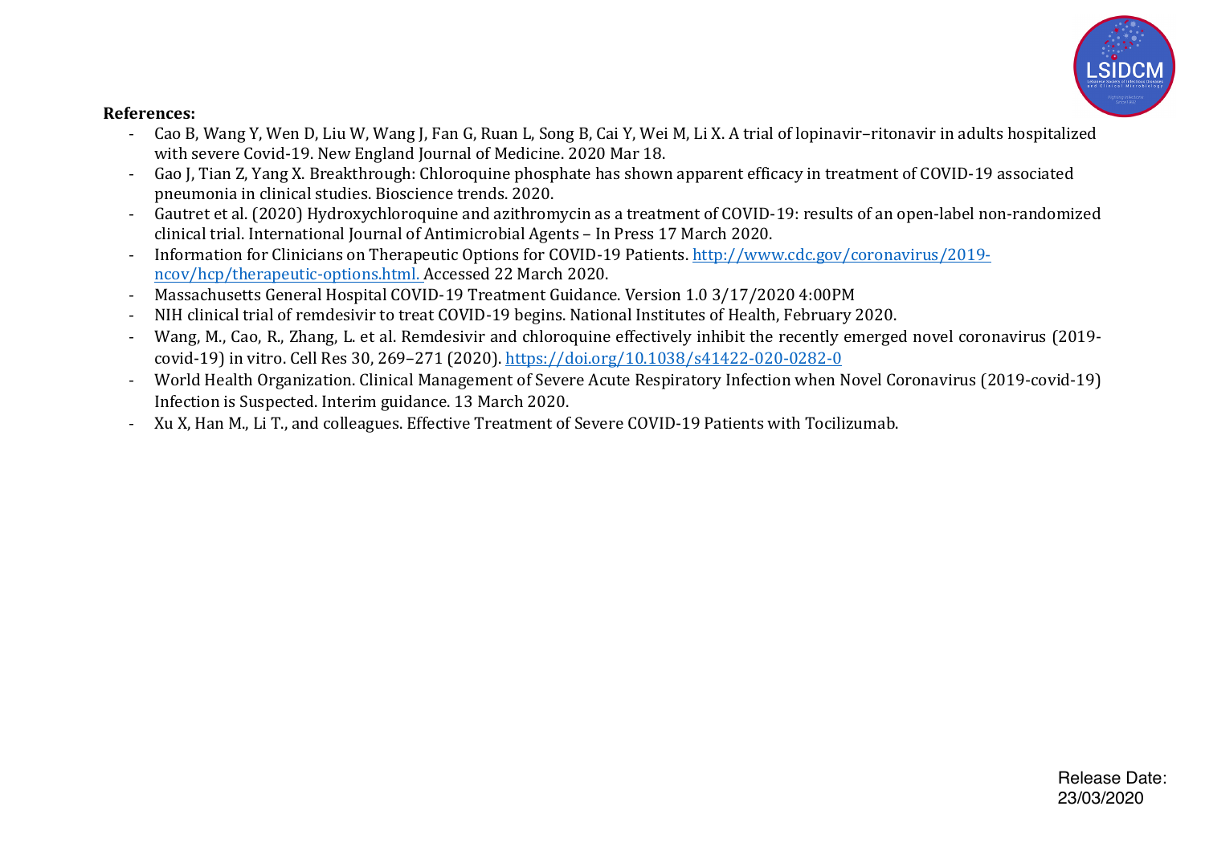**References:**

- Cao B, Wang Y, Wen D, Liu W, Wang J, Fan G, Ruan L, Song B, Cai Y, Wei M, Li X. A trial of lopinavir–ritonavir in adults hospitalized with severe Covid-19. New England Journal of Medicine. 2020 Mar 18.
- Gao J, Tian Z, Yang X. Breakthrough: Chloroquine phosphate has shown apparent efficacy in treatment of COVID-19 associated pneumonia in clinical studies. Bioscience trends. 2020.
- Gautret et al. (2020) Hydroxychloroquine and azithromycin as a treatment of COVID-19: results of an open-label non-randomized clinical trial. International Journal of Antimicrobial Agents – In Press 17 March 2020.
- Information for Clinicians on Therapeutic Options for COVID-19 Patients. [http://www.cdc.gov/coronavirus/2019-ncov/hcp/therapeutic-options.html.](http://www.cdc.gov/coronavirus/2019-ncov/hcp/therapeutic-options.html) Accessed 22 March 2020.
- Massachusetts General Hospital COVID-19 Treatment Guidance. Version 1.0 3/17/2020 4:00PM
- NIH clinical trial of remdesivir to treat COVID-19 begins. National Institutes of Health, February 2020.
- Wang, M., Cao, R., Zhang, L. et al. Remdesivir and chloroquine effectively inhibit the recently emerged novel coronavirus (2019-covid-19) in vitro. Cell Res 30, 269–271 (2020). [https://doi.org/10.1038/s41422-020-0282-0](https://doi.org/10.1038/s41422-020-0282-0)
- World Health Organization. Clinical Management of Severe Acute Respiratory Infection when Novel Coronavirus (2019-covid-19) Infection is Suspected. Interim guidance. 13 March 2020.
- Xu X, Han M., Li T., and colleagues. Effective Treatment of Severe COVID-19 Patients with Tocilizumab.

Release Date: 23/03/2020